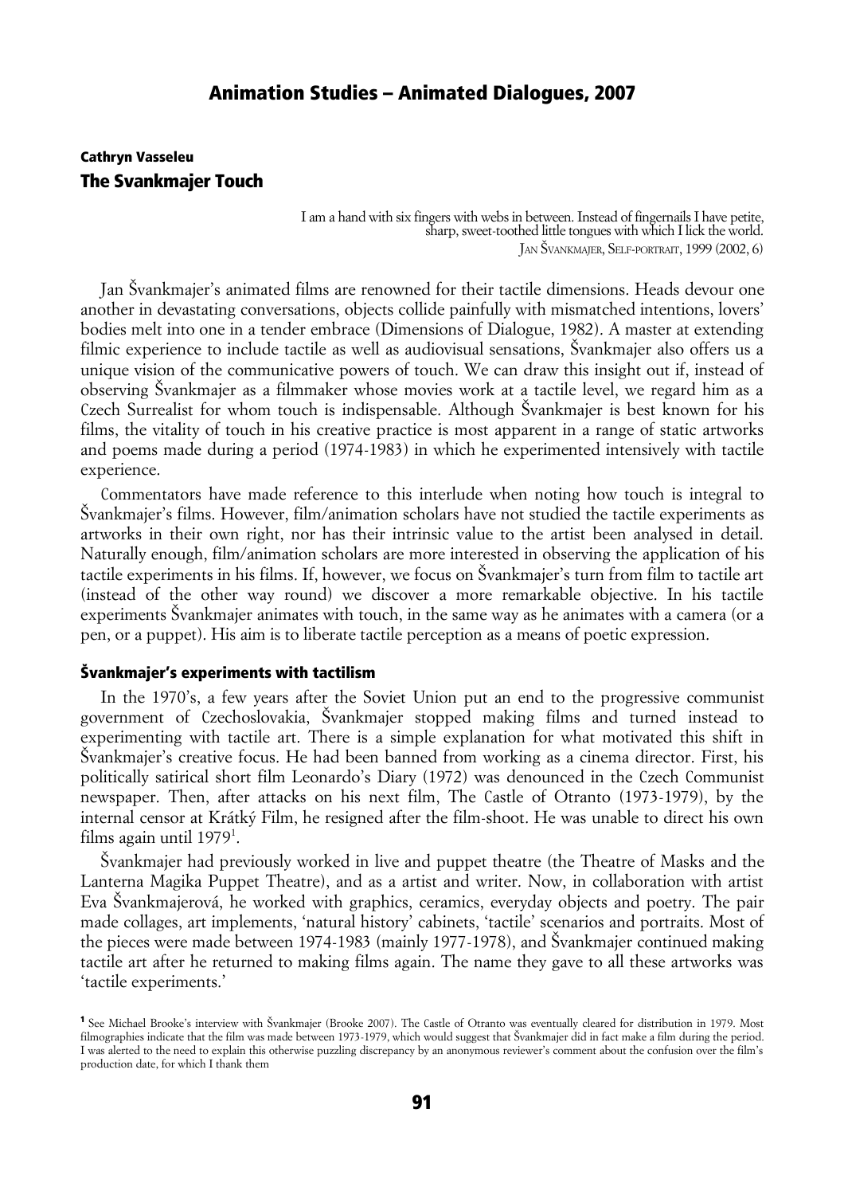# Animation Studies – Animated Dialogues, 2007

## Cathryn Vasseleu

## The Svankmajer Touch

> I am a hand with six fingers with webs in between. Instead of fingernails I have petite, sharp, sweet-toothed little tongues with which I lick the world.
>
> JAN ŠVANKMAJER, SELF-PORTRAIT, 1999 (2002, 6)

Jan Švankmajer's animated films are renowned for their tactile dimensions. Heads devour one another in devastating conversations, objects collide painfully with mismatched intentions, lovers' bodies melt into one in a tender embrace (Dimensions of Dialogue, 1982). A master at extending filmic experience to include tactile as well as audiovisual sensations, Švankmajer also offers us a unique vision of the communicative powers of touch. We can draw this insight out if, instead of observing Švankmajer as a filmmaker whose movies work at a tactile level, we regard him as a Czech Surrealist for whom touch is indispensable. Although Švankmajer is best known for his films, the vitality of touch in his creative practice is most apparent in a range of static artworks and poems made during a period (1974-1983) in which he experimented intensively with tactile experience.

Commentators have made reference to this interlude when noting how touch is integral to Švankmajer's films. However, film/animation scholars have not studied the tactile experiments as artworks in their own right, nor has their intrinsic value to the artist been analysed in detail. Naturally enough, film/animation scholars are more interested in observing the application of his tactile experiments in his films. If, however, we focus on Švankmajer's turn from film to tactile art (instead of the other way round) we discover a more remarkable objective. In his tactile experiments Švankmajer animates with touch, in the same way as he animates with a camera (or a pen, or a puppet). His aim is to liberate tactile perception as a means of poetic expression.

### Švankmajer's experiments with tactilism

In the 1970's, a few years after the Soviet Union put an end to the progressive communist government of Czechoslovakia, Švankmajer stopped making films and turned instead to experimenting with tactile art. There is a simple explanation for what motivated this shift in Švankmajer's creative focus. He had been banned from working as a cinema director. First, his politically satirical short film Leonardo's Diary (1972) was denounced in the Czech Communist newspaper. Then, after attacks on his next film, The Castle of Otranto (1973-1979), by the internal censor at Krátký Film, he resigned after the film-shoot. He was unable to direct his own films again until 1979[1].

Švankmajer had previously worked in live and puppet theatre (the Theatre of Masks and the Lanterna Magika Puppet Theatre), and as a artist and writer. Now, in collaboration with artist Eva Švankmajerová, he worked with graphics, ceramics, everyday objects and poetry. The pair made collages, art implements, 'natural history' cabinets, 'tactile' scenarios and portraits. Most of the pieces were made between 1974-1983 (mainly 1977-1978), and Švankmajer continued making tactile art after he returned to making films again. The name they gave to all these artworks was 'tactile experiments.'

[1] See Michael Brooke's interview with Švankmajer (Brooke 2007). The Castle of Otranto was eventually cleared for distribution in 1979. Most filmographies indicate that the film was made between 1973-1979, which would suggest that Švankmajer did in fact make a film during the period. I was alerted to the need to explain this otherwise puzzling discrepancy by an anonymous reviewer's comment about the confusion over the film's production date, for which I thank them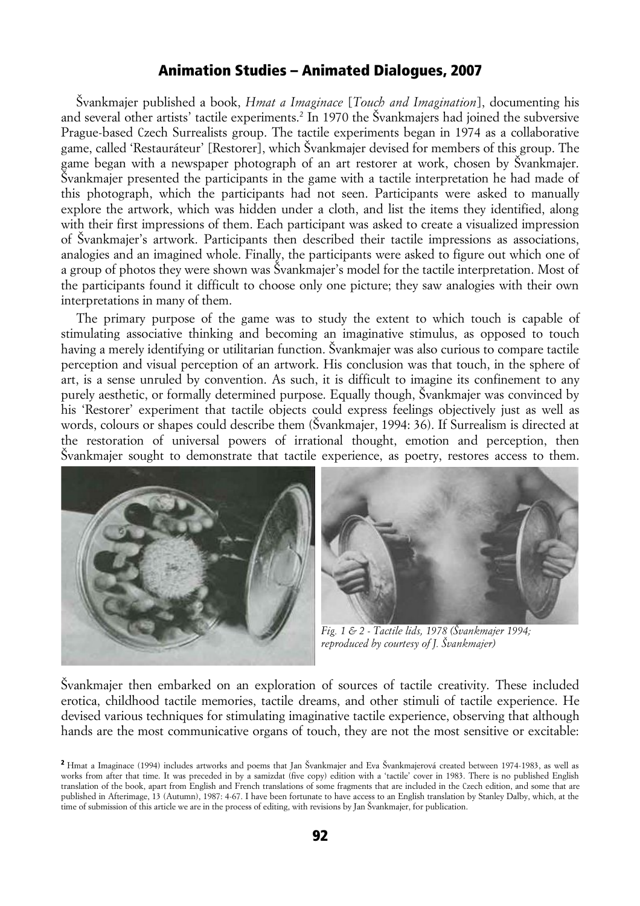Švankmajer published a book, *Hmat a Imaginace* [*Touch and Imagination*], documenting his and several other artists' tactile experiments.[2] In 1970 the Švankmajers had joined the subversive Prague-based Czech Surrealists group. The tactile experiments began in 1974 as a collaborative game, called 'Restauráteur' [Restorer], which Švankmajer devised for members of this group. The game began with a newspaper photograph of an art restorer at work, chosen by Švankmajer. Švankmajer presented the participants in the game with a tactile interpretation he had made of this photograph, which the participants had not seen. Participants were asked to manually explore the artwork, which was hidden under a cloth, and list the items they identified, along with their first impressions of them. Each participant was asked to create a visualized impression of Švankmajer's artwork. Participants then described their tactile impressions as associations, analogies and an imagined whole. Finally, the participants were asked to figure out which one of a group of photos they were shown was Švankmajer's model for the tactile interpretation. Most of the participants found it difficult to choose only one picture; they saw analogies with their own interpretations in many of them.

The primary purpose of the game was to study the extent to which touch is capable of stimulating associative thinking and becoming an imaginative stimulus, as opposed to touch having a merely identifying or utilitarian function. Švankmajer was also curious to compare tactile perception and visual perception of an artwork. His conclusion was that touch, in the sphere of art, is a sense unruled by convention. As such, it is difficult to imagine its confinement to any purely aesthetic, or formally determined purpose. Equally though, Švankmajer was convinced by his 'Restorer' experiment that tactile objects could express feelings objectively just as well as words, colours or shapes could describe them (Švankmajer, 1994: 36). If Surrealism is directed at the restoration of universal powers of irrational thought, emotion and perception, then Švankmajer sought to demonstrate that tactile experience, as poetry, restores access to them.

*Fig. 1 & 2 - Tactile lids, 1978 (Švankmajer 1994; reproduced by courtesy of J. Švankmajer)*

Švankmajer then embarked on an exploration of sources of tactile creativity. These included erotica, childhood tactile memories, tactile dreams, and other stimuli of tactile experience. He devised various techniques for stimulating imaginative tactile experience, observing that although hands are the most communicative organs of touch, they are not the most sensitive or excitable:

[2] Hmat a Imaginace (1994) includes artworks and poems that Jan Švankmajer and Eva Švankmajerová created between 1974-1983, as well as works from after that time. It was preceded in by a samizdat (five copy) edition with a 'tactile' cover in 1983. There is no published English translation of the book, apart from English and French translations of some fragments that are included in the Czech edition, and some that are published in Afterimage, 13 (Autumn), 1987: 4-67. I have been fortunate to have access to an English translation by Stanley Dalby, which, at the time of submission of this article we are in the process of editing, with revisions by Jan Švankmajer, for publication.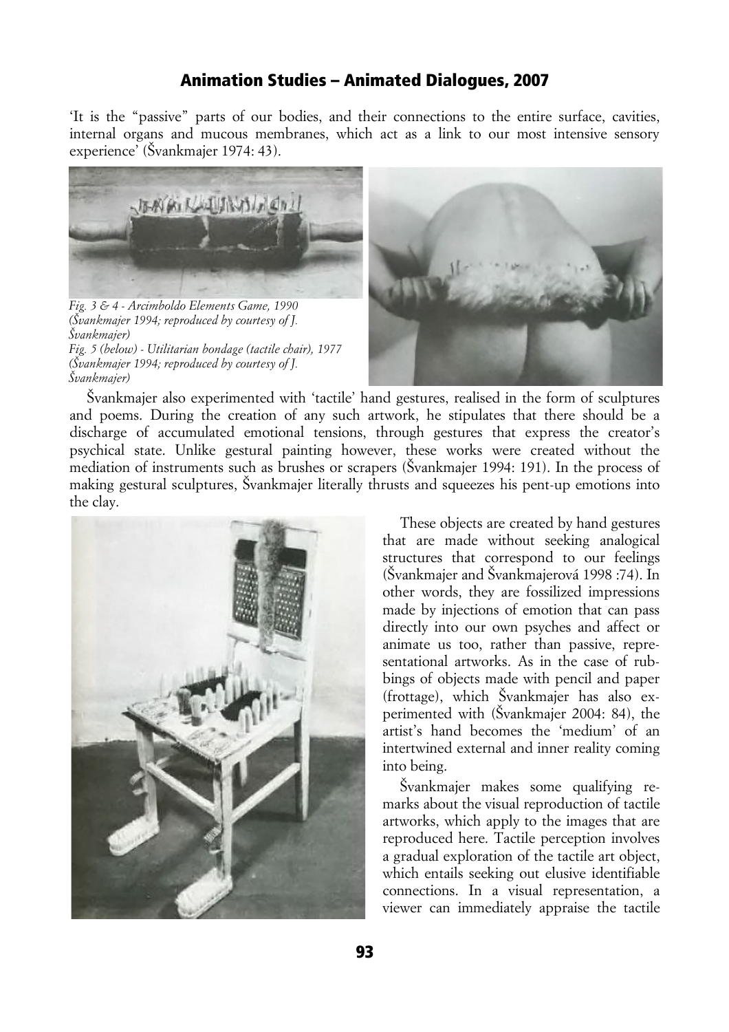'It is the "passive" parts of our bodies, and their connections to the entire surface, cavities, internal organs and mucous membranes, which act as a link to our most intensive sensory experience' (Švankmajer 1974: 43).

*Fig. 3 & 4 - Arcimboldo Elements Game, 1990 (Švankmajer 1994; reproduced by courtesy of J. Švankmajer)*
*Fig. 5 (below) - Utilitarian bondage (tactile chair), 1977 (Švankmajer 1994; reproduced by courtesy of J. Švankmajer)*

Švankmajer also experimented with 'tactile' hand gestures, realised in the form of sculptures and poems. During the creation of any such artwork, he stipulates that there should be a discharge of accumulated emotional tensions, through gestures that express the creator's psychical state. Unlike gestural painting however, these works were created without the mediation of instruments such as brushes or scrapers (Švankmajer 1994: 191). In the process of making gestural sculptures, Švankmajer literally thrusts and squeezes his pent-up emotions into the clay.

These objects are created by hand gestures that are made without seeking analogical structures that correspond to our feelings (Švankmajer and Švankmajerová 1998 :74). In other words, they are fossilized impressions made by injections of emotion that can pass directly into our own psyches and affect or animate us too, rather than passive, representational artworks. As in the case of rubbings of objects made with pencil and paper (frottage), which Švankmajer has also experimented with (Švankmajer 2004: 84), the artist's hand becomes the 'medium' of an intertwined external and inner reality coming into being.

Švankmajer makes some qualifying remarks about the visual reproduction of tactile artworks, which apply to the images that are reproduced here. Tactile perception involves a gradual exploration of the tactile art object, which entails seeking out elusive identifiable connections. In a visual representation, a viewer can immediately appraise the tactile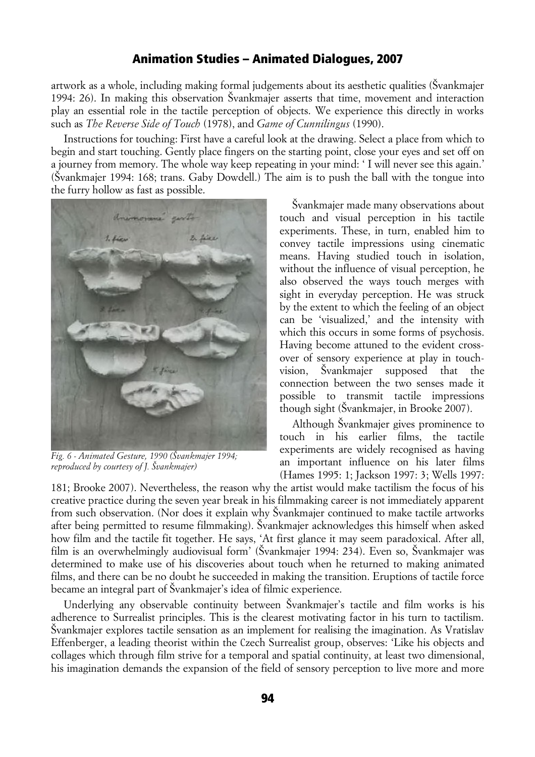artwork as a whole, including making formal judgements about its aesthetic qualities (Švankmajer 1994: 26). In making this observation Švankmajer asserts that time, movement and interaction play an essential role in the tactile perception of objects. We experience this directly in works such as *The Reverse Side of Touch* (1978), and *Game of Cunnilingus* (1990).

Instructions for touching: First have a careful look at the drawing. Select a place from which to begin and start touching. Gently place fingers on the starting point, close your eyes and set off on a journey from memory. The whole way keep repeating in your mind: ' I will never see this again.' (Švankmajer 1994: 168; trans. Gaby Dowdell.) The aim is to push the ball with the tongue into the furry hollow as fast as possible.

*Fig. 6 - Animated Gesture, 1990 (Švankmajer 1994; reproduced by courtesy of J. Švankmajer)*

Švankmajer made many observations about touch and visual perception in his tactile experiments. These, in turn, enabled him to convey tactile impressions using cinematic means. Having studied touch in isolation, without the influence of visual perception, he also observed the ways touch merges with sight in everyday perception. He was struck by the extent to which the feeling of an object can be 'visualized,' and the intensity with which this occurs in some forms of psychosis. Having become attuned to the evident cross-over of sensory experience at play in touch-vision, Švankmajer supposed that the connection between the two senses made it possible to transmit tactile impressions though sight (Švankmajer, in Brooke 2007).

Although Švankmajer gives prominence to touch in his earlier films, the tactile experiments are widely recognised as having an important influence on his later films (Hames 1995: 1; Jackson 1997: 3; Wells 1997: 181; Brooke 2007). Nevertheless, the reason why the artist would make tactilism the focus of his creative practice during the seven year break in his filmmaking career is not immediately apparent from such observation. (Nor does it explain why Švankmajer continued to make tactile artworks after being permitted to resume filmmaking). Švankmajer acknowledges this himself when asked how film and the tactile fit together. He says, 'At first glance it may seem paradoxical. After all, film is an overwhelmingly audiovisual form' (Švankmajer 1994: 234). Even so, Švankmajer was determined to make use of his discoveries about touch when he returned to making animated films, and there can be no doubt he succeeded in making the transition. Eruptions of tactile force became an integral part of Švankmajer's idea of filmic experience.

Underlying any observable continuity between Švankmajer's tactile and film works is his adherence to Surrealist principles. This is the clearest motivating factor in his turn to tactilism. Švankmajer explores tactile sensation as an implement for realising the imagination. As Vratislav Effenberger, a leading theorist within the Czech Surrealist group, observes: 'Like his objects and collages which through film strive for a temporal and spatial continuity, at least two dimensional, his imagination demands the expansion of the field of sensory perception to live more and more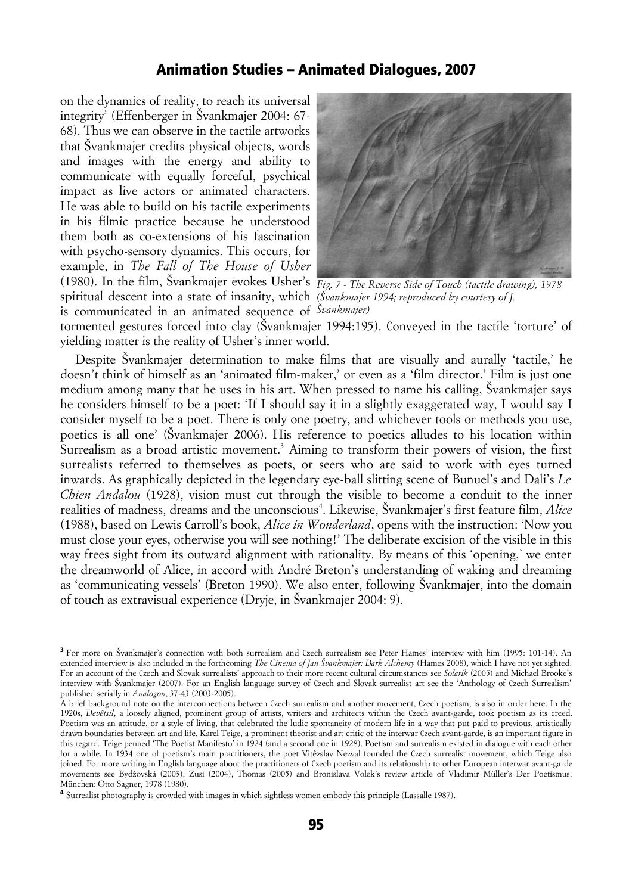on the dynamics of reality, to reach its universal integrity' (Effenberger in Švankmajer 2004: 67-68). Thus we can observe in the tactile artworks that Švankmajer credits physical objects, words and images with the energy and ability to communicate with equally forceful, psychical impact as live actors or animated characters. He was able to build on his tactile experiments in his filmic practice because he understood them both as co-extensions of his fascination with psycho-sensory dynamics. This occurs, for example, in *The Fall of The House of Usher* (1980). In the film, Švankmajer evokes Usher's spiritual descent into a state of insanity, which is communicated in an animated sequence of tormented gestures forced into clay (Švankmajer 1994:195). Conveyed in the tactile 'torture' of yielding matter is the reality of Usher's inner world.

*Fig. 7 - The Reverse Side of Touch (tactile drawing), 1978 (Švankmajer 1994; reproduced by courtesy of J. Švankmajer)*

Despite Švankmajer determination to make films that are visually and aurally 'tactile,' he doesn't think of himself as an 'animated film-maker,' or even as a 'film director.' Film is just one medium among many that he uses in his art. When pressed to name his calling, Švankmajer says he considers himself to be a poet: 'If I should say it in a slightly exaggerated way, I would say I consider myself to be a poet. There is only one poetry, and whichever tools or methods you use, poetics is all one' (Švankmajer 2006). His reference to poetics alludes to his location within Surrealism as a broad artistic movement.[3] Aiming to transform their powers of vision, the first surrealists referred to themselves as poets, or seers who are said to work with eyes turned inwards. As graphically depicted in the legendary eye-ball slitting scene of Bunuel's and Dali's *Le Chien Andalou* (1928), vision must cut through the visible to become a conduit to the inner realities of madness, dreams and the unconscious[4]. Likewise, Švankmajer's first feature film, *Alice* (1988), based on Lewis Carroll's book, *Alice in Wonderland*, opens with the instruction: 'Now you must close your eyes, otherwise you will see nothing!' The deliberate excision of the visible in this way frees sight from its outward alignment with rationality. By means of this 'opening,' we enter the dreamworld of Alice, in accord with André Breton's understanding of waking and dreaming as 'communicating vessels' (Breton 1990). We also enter, following Švankmajer, into the domain of touch as extravisual experience (Dryje, in Švankmajer 2004: 9).

---

[3] For more on Švankmajer's connection with both surrealism and Czech surrealism see Peter Hames' interview with him (1995: 101-14). An extended interview is also included in the forthcoming *The Cinema of Jan Švankmajer: Dark Alchemy* (Hames 2008), which I have not yet sighted. For an account of the Czech and Slovak surrealists' approach to their more recent cultural circumstances see *Solarik* (2005) and Michael Brooke's interview with Švankmajer (2007). For an English language survey of Czech and Slovak surrealist art see the 'Anthology of Czech Surrealism' published serially in *Analogon*, 37-43 (2003-2005).

A brief background note on the interconnections between Czech surrealism and another movement, Czech poetism, is also in order here. In the 1920s, *Devětsil*, a loosely aligned, prominent group of artists, writers and architects within the Czech avant-garde, took poetism as its creed. Poetism was an attitude, or a style of living, that celebrated the ludic spontaneity of modern life in a way that put paid to previous, artistically drawn boundaries between art and life. Karel Teige, a prominent theorist and art critic of the interwar Czech avant-garde, is an important figure in this regard. Teige penned 'The Poetist Manifesto' in 1924 (and a second one in 1928). Poetism and surrealism existed in dialogue with each other for a while. In 1934 one of poetism's main practitioners, the poet Vitêzslav Nezval founded the Czech surrealist movement, which Teige also joined. For more writing in English language about the practitioners of Czech poetism and its relationship to other European interwar avant-garde movements see Bydžovská (2003), Zusi (2004), Thomas (2005) and Bronislava Volek's review article of Vladimir Müller's Der Poetismus, München: Otto Sagner, 1978 (1980).

[4] Surrealist photography is crowded with images in which sightless women embody this principle (Lassalle 1987).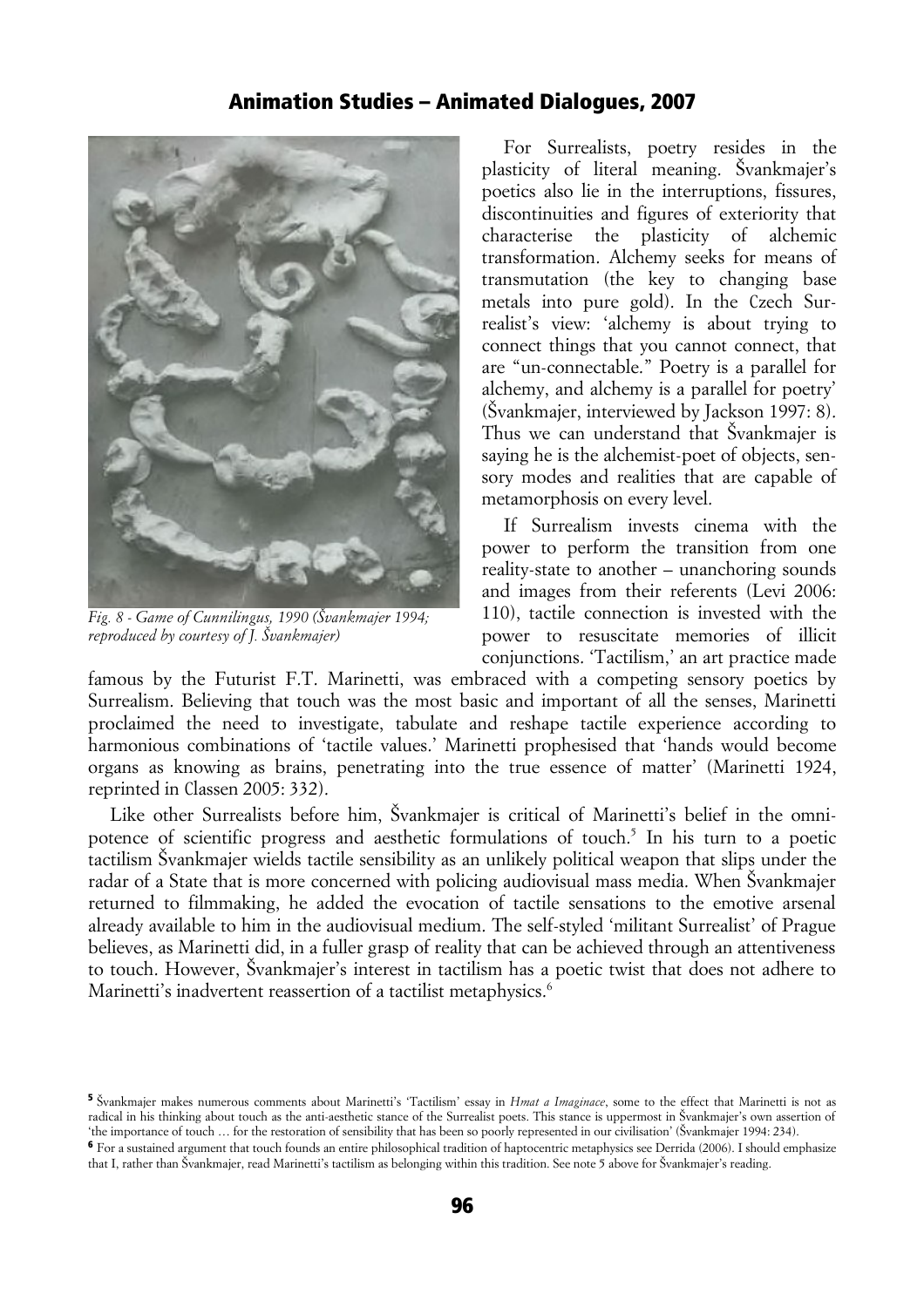Fig. 8 - Game of Cunnilingus, 1990 (Švankmajer 1994; reproduced by courtesy of J. Švankmajer)

For Surrealists, poetry resides in the plasticity of literal meaning. Švankmajer's poetics also lie in the interruptions, fissures, discontinuities and figures of exteriority that characterise the plasticity of alchemic transformation. Alchemy seeks for means of transmutation (the key to changing base metals into pure gold). In the Czech Surrealist's view: 'alchemy is about trying to connect things that you cannot connect, that are "un-connectable." Poetry is a parallel for alchemy, and alchemy is a parallel for poetry' (Švankmajer, interviewed by Jackson 1997: 8). Thus we can understand that Švankmajer is saying he is the alchemist-poet of objects, sensory modes and realities that are capable of metamorphosis on every level.

If Surrealism invests cinema with the power to perform the transition from one reality-state to another – unanchoring sounds and images from their referents (Levi 2006: 110), tactile connection is invested with the power to resuscitate memories of illicit conjunctions. 'Tactilism,' an art practice made famous by the Futurist F.T. Marinetti, was embraced with a competing sensory poetics by Surrealism. Believing that touch was the most basic and important of all the senses, Marinetti proclaimed the need to investigate, tabulate and reshape tactile experience according to harmonious combinations of 'tactile values.' Marinetti prophesised that 'hands would become organs as knowing as brains, penetrating into the true essence of matter' (Marinetti 1924, reprinted in Classen 2005: 332).

Like other Surrealists before him, Švankmajer is critical of Marinetti's belief in the omnipotence of scientific progress and aesthetic formulations of touch.[5] In his turn to a poetic tactilism Švankmajer wields tactile sensibility as an unlikely political weapon that slips under the radar of a State that is more concerned with policing audiovisual mass media. When Švankmajer returned to filmmaking, he added the evocation of tactile sensations to the emotive arsenal already available to him in the audiovisual medium. The self-styled 'militant Surrealist' of Prague believes, as Marinetti did, in a fuller grasp of reality that can be achieved through an attentiveness to touch. However, Švankmajer's interest in tactilism has a poetic twist that does not adhere to Marinetti's inadvertent reassertion of a tactilist metaphysics.[6]

[5] Švankmajer makes numerous comments about Marinetti's 'Tactilism' essay in *Hmat a Imaginace*, some to the effect that Marinetti is not as radical in his thinking about touch as the anti-aesthetic stance of the Surrealist poets. This stance is uppermost in Švankmajer's own assertion of 'the importance of touch … for the restoration of sensibility that has been so poorly represented in our civilisation' (Švankmajer 1994: 234).

[6] For a sustained argument that touch founds an entire philosophical tradition of haptocentric metaphysics see Derrida (2006). I should emphasize that I, rather than Švankmajer, read Marinetti's tactilism as belonging within this tradition. See note 5 above for Švankmajer's reading.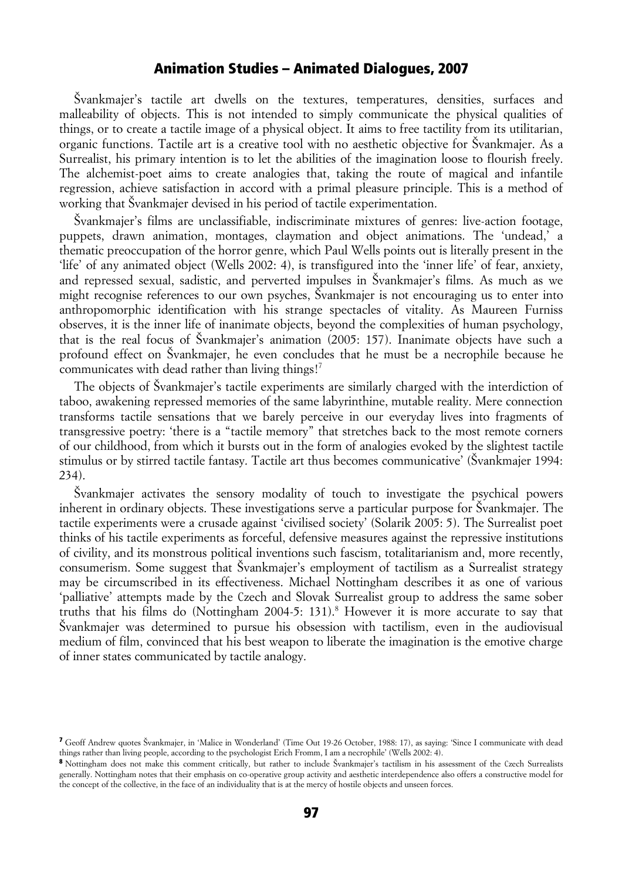Švankmajer's tactile art dwells on the textures, temperatures, densities, surfaces and malleability of objects. This is not intended to simply communicate the physical qualities of things, or to create a tactile image of a physical object. It aims to free tactility from its utilitarian, organic functions. Tactile art is a creative tool with no aesthetic objective for Švankmajer. As a Surrealist, his primary intention is to let the abilities of the imagination loose to flourish freely. The alchemist-poet aims to create analogies that, taking the route of magical and infantile regression, achieve satisfaction in accord with a primal pleasure principle. This is a method of working that Švankmajer devised in his period of tactile experimentation.

Švankmajer's films are unclassifiable, indiscriminate mixtures of genres: live-action footage, puppets, drawn animation, montages, claymation and object animations. The 'undead,' a thematic preoccupation of the horror genre, which Paul Wells points out is literally present in the 'life' of any animated object (Wells 2002: 4), is transfigured into the 'inner life' of fear, anxiety, and repressed sexual, sadistic, and perverted impulses in Švankmajer's films. As much as we might recognise references to our own psyches, Švankmajer is not encouraging us to enter into anthropomorphic identification with his strange spectacles of vitality. As Maureen Furniss observes, it is the inner life of inanimate objects, beyond the complexities of human psychology, that is the real focus of Švankmajer's animation (2005: 157). Inanimate objects have such a profound effect on Švankmajer, he even concludes that he must be a necrophile because he communicates with dead rather than living things![7]

The objects of Švankmajer's tactile experiments are similarly charged with the interdiction of taboo, awakening repressed memories of the same labyrinthine, mutable reality. Mere connection transforms tactile sensations that we barely perceive in our everyday lives into fragments of transgressive poetry: 'there is a "tactile memory" that stretches back to the most remote corners of our childhood, from which it bursts out in the form of analogies evoked by the slightest tactile stimulus or by stirred tactile fantasy. Tactile art thus becomes communicative' (Švankmajer 1994: 234).

Švankmajer activates the sensory modality of touch to investigate the psychical powers inherent in ordinary objects. These investigations serve a particular purpose for Švankmajer. The tactile experiments were a crusade against 'civilised society' (Solarik 2005: 5). The Surrealist poet thinks of his tactile experiments as forceful, defensive measures against the repressive institutions of civility, and its monstrous political inventions such fascism, totalitarianism and, more recently, consumerism. Some suggest that Švankmajer's employment of tactilism as a Surrealist strategy may be circumscribed in its effectiveness. Michael Nottingham describes it as one of various 'palliative' attempts made by the Czech and Slovak Surrealist group to address the same sober truths that his films do (Nottingham 2004-5: 131).[8] However it is more accurate to say that Švankmajer was determined to pursue his obsession with tactilism, even in the audiovisual medium of film, convinced that his best weapon to liberate the imagination is the emotive charge of inner states communicated by tactile analogy.

---

[7] Geoff Andrew quotes Švankmajer, in 'Malice in Wonderland' (Time Out 19-26 October, 1988: 17), as saying: 'Since I communicate with dead things rather than living people, according to the psychologist Erich Fromm, I am a necrophile' (Wells 2002: 4).

[8] Nottingham does not make this comment critically, but rather to include Švankmajer's tactilism in his assessment of the Czech Surrealists generally. Nottingham notes that their emphasis on co-operative group activity and aesthetic interdependence also offers a constructive model for the concept of the collective, in the face of an individuality that is at the mercy of hostile objects and unseen forces.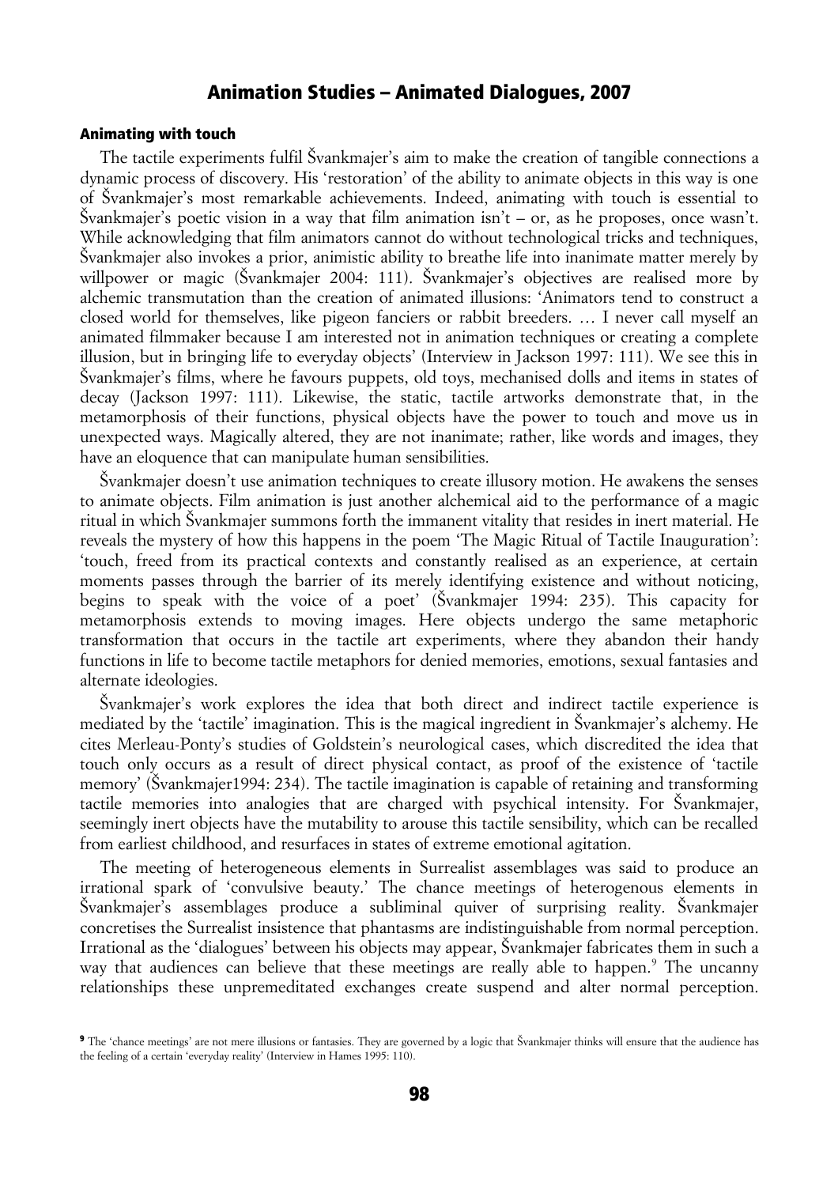### Animating with touch

The tactile experiments fulfil Švankmajer's aim to make the creation of tangible connections a dynamic process of discovery. His 'restoration' of the ability to animate objects in this way is one of Švankmajer's most remarkable achievements. Indeed, animating with touch is essential to Švankmajer's poetic vision in a way that film animation isn't – or, as he proposes, once wasn't. While acknowledging that film animators cannot do without technological tricks and techniques, Švankmajer also invokes a prior, animistic ability to breathe life into inanimate matter merely by willpower or magic (Švankmajer 2004: 111). Švankmajer's objectives are realised more by alchemic transmutation than the creation of animated illusions: 'Animators tend to construct a closed world for themselves, like pigeon fanciers or rabbit breeders. … I never call myself an animated filmmaker because I am interested not in animation techniques or creating a complete illusion, but in bringing life to everyday objects' (Interview in Jackson 1997: 111). We see this in Švankmajer's films, where he favours puppets, old toys, mechanised dolls and items in states of decay (Jackson 1997: 111). Likewise, the static, tactile artworks demonstrate that, in the metamorphosis of their functions, physical objects have the power to touch and move us in unexpected ways. Magically altered, they are not inanimate; rather, like words and images, they have an eloquence that can manipulate human sensibilities.

Švankmajer doesn't use animation techniques to create illusory motion. He awakens the senses to animate objects. Film animation is just another alchemical aid to the performance of a magic ritual in which Švankmajer summons forth the immanent vitality that resides in inert material. He reveals the mystery of how this happens in the poem 'The Magic Ritual of Tactile Inauguration': 'touch, freed from its practical contexts and constantly realised as an experience, at certain moments passes through the barrier of its merely identifying existence and without noticing, begins to speak with the voice of a poet' (Švankmajer 1994: 235). This capacity for metamorphosis extends to moving images. Here objects undergo the same metaphoric transformation that occurs in the tactile art experiments, where they abandon their handy functions in life to become tactile metaphors for denied memories, emotions, sexual fantasies and alternate ideologies.

Švankmajer's work explores the idea that both direct and indirect tactile experience is mediated by the 'tactile' imagination. This is the magical ingredient in Švankmajer's alchemy. He cites Merleau-Ponty's studies of Goldstein's neurological cases, which discredited the idea that touch only occurs as a result of direct physical contact, as proof of the existence of 'tactile memory' (Švankmajer1994: 234). The tactile imagination is capable of retaining and transforming tactile memories into analogies that are charged with psychical intensity. For Švankmajer, seemingly inert objects have the mutability to arouse this tactile sensibility, which can be recalled from earliest childhood, and resurfaces in states of extreme emotional agitation.

The meeting of heterogeneous elements in Surrealist assemblages was said to produce an irrational spark of 'convulsive beauty.' The chance meetings of heterogenous elements in Švankmajer's assemblages produce a subliminal quiver of surprising reality. Švankmajer concretises the Surrealist insistence that phantasms are indistinguishable from normal perception. Irrational as the 'dialogues' between his objects may appear, Švankmajer fabricates them in such a way that audiences can believe that these meetings are really able to happen.[9] The uncanny relationships these unpremeditated exchanges create suspend and alter normal perception.

[9] The 'chance meetings' are not mere illusions or fantasies. They are governed by a logic that Švankmajer thinks will ensure that the audience has the feeling of a certain 'everyday reality' (Interview in Hames 1995: 110).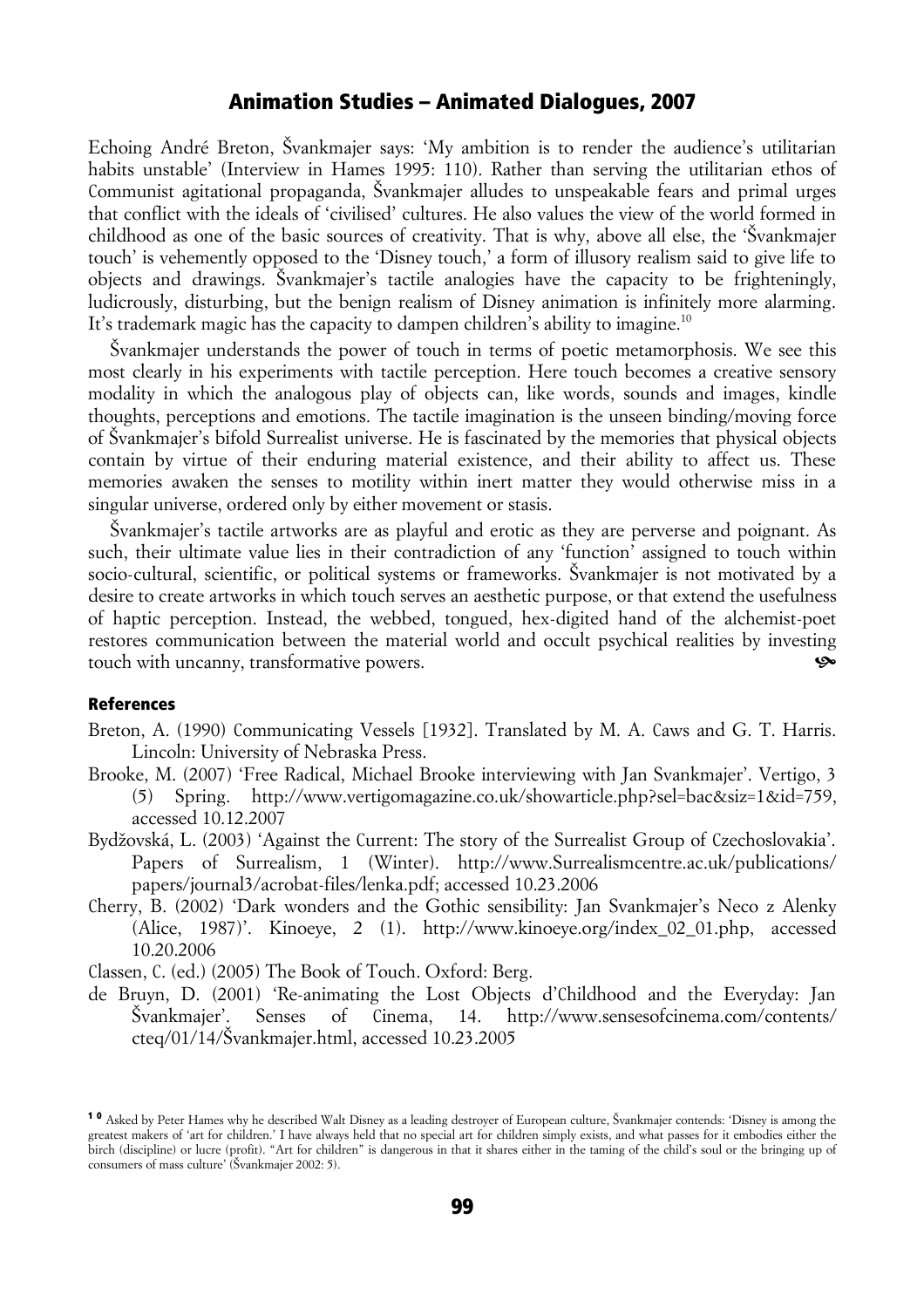Echoing André Breton, Švankmajer says: 'My ambition is to render the audience's utilitarian habits unstable' (Interview in Hames 1995: 110). Rather than serving the utilitarian ethos of Communist agitational propaganda, Švankmajer alludes to unspeakable fears and primal urges that conflict with the ideals of 'civilised' cultures. He also values the view of the world formed in childhood as one of the basic sources of creativity. That is why, above all else, the 'Švankmajer touch' is vehemently opposed to the 'Disney touch,' a form of illusory realism said to give life to objects and drawings. Švankmajer's tactile analogies have the capacity to be frighteningly, ludicrously, disturbing, but the benign realism of Disney animation is infinitely more alarming. It's trademark magic has the capacity to dampen children's ability to imagine.[10]

Švankmajer understands the power of touch in terms of poetic metamorphosis. We see this most clearly in his experiments with tactile perception. Here touch becomes a creative sensory modality in which the analogous play of objects can, like words, sounds and images, kindle thoughts, perceptions and emotions. The tactile imagination is the unseen binding/moving force of Švankmajer's bifold Surrealist universe. He is fascinated by the memories that physical objects contain by virtue of their enduring material existence, and their ability to affect us. These memories awaken the senses to motility within inert matter they would otherwise miss in a singular universe, ordered only by either movement or stasis.

Švankmajer's tactile artworks are as playful and erotic as they are perverse and poignant. As such, their ultimate value lies in their contradiction of any 'function' assigned to touch within socio-cultural, scientific, or political systems or frameworks. Švankmajer is not motivated by a desire to create artworks in which touch serves an aesthetic purpose, or that extend the usefulness of haptic perception. Instead, the webbed, tongued, hex-digited hand of the alchemist-poet restores communication between the material world and occult psychical realities by investing touch with uncanny, transformative powers.

## References

Breton, A. (1990) Communicating Vessels [1932]. Translated by M. A. Caws and G. T. Harris. Lincoln: University of Nebraska Press.

Brooke, M. (2007) 'Free Radical, Michael Brooke interviewing with Jan Svankmajer'. Vertigo, 3 (5) Spring. http://www.vertigomagazine.co.uk/showarticle.php?sel=bac&siz=1&id=759, accessed 10.12.2007

Bydžovská, L. (2003) 'Against the Current: The story of the Surrealist Group of Czechoslovakia'. Papers of Surrealism, 1 (Winter). http://www.Surrealismcentre.ac.uk/publications/papers/journal3/acrobat-files/lenka.pdf; accessed 10.23.2006

Cherry, B. (2002) 'Dark wonders and the Gothic sensibility: Jan Svankmajer's Neco z Alenky (Alice, 1987)'. Kinoeye, 2 (1). http://www.kinoeye.org/index_02_01.php, accessed 10.20.2006

Classen, C. (ed.) (2005) The Book of Touch. Oxford: Berg.

de Bruyn, D. (2001) 'Re-animating the Lost Objects d'Childhood and the Everyday: Jan Švankmajer'. Senses of Cinema, 14. http://www.sensesofcinema.com/contents/cteq/01/14/Švankmajer.html, accessed 10.23.2005

[10] Asked by Peter Hames why he described Walt Disney as a leading destroyer of European culture, Švankmajer contends: 'Disney is among the greatest makers of 'art for children.' I have always held that no special art for children simply exists, and what passes for it embodies either the birch (discipline) or lucre (profit). "Art for children" is dangerous in that it shares either in the taming of the child's soul or the bringing up of consumers of mass culture' (Švankmajer 2002: 5).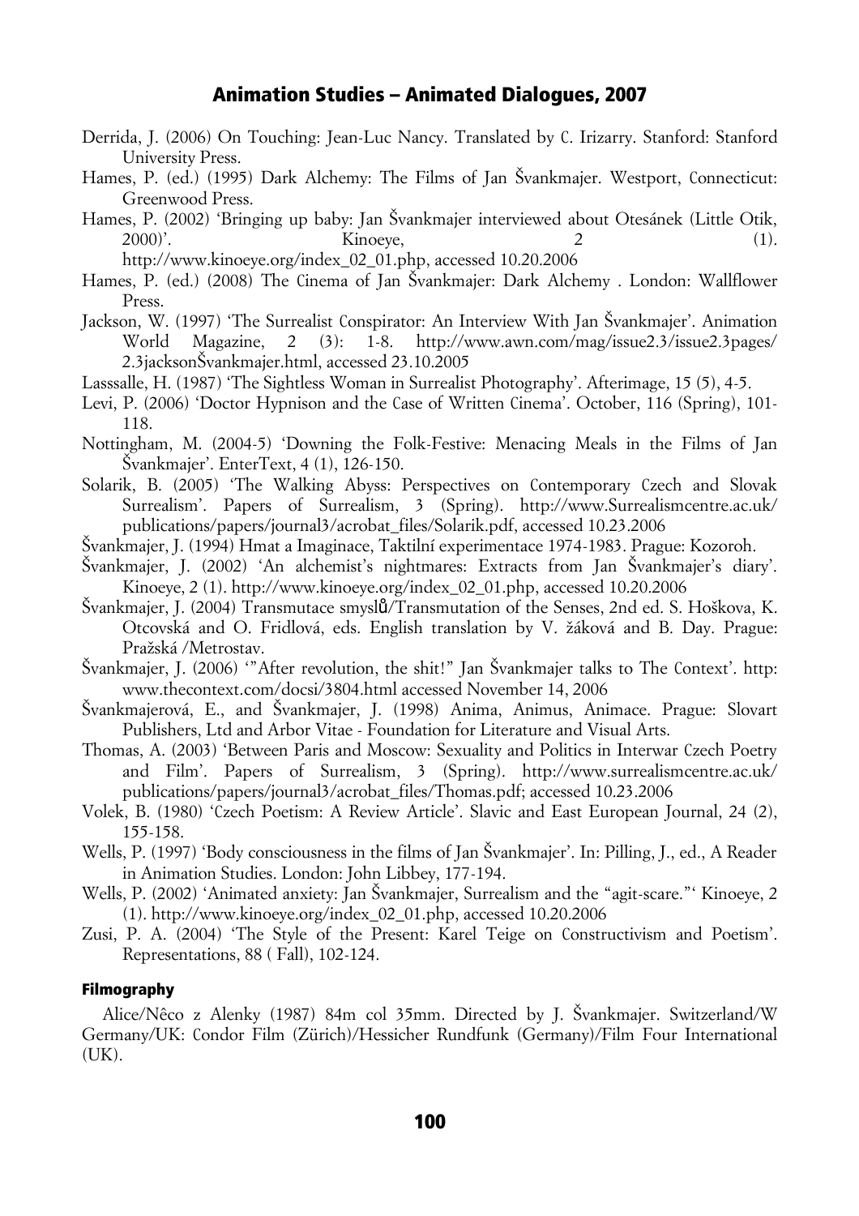Derrida, J. (2006) On Touching: Jean-Luc Nancy. Translated by C. Irizarry. Stanford: Stanford University Press.

Hames, P. (ed.) (1995) Dark Alchemy: The Films of Jan Švankmajer. Westport, Connecticut: Greenwood Press.

Hames, P. (2002) 'Bringing up baby: Jan Švankmajer interviewed about Otesánek (Little Otik, 2000)'. Kinoeye, 2 (1). http://www.kinoeye.org/index_02_01.php, accessed 10.20.2006

Hames, P. (ed.) (2008) The Cinema of Jan Švankmajer: Dark Alchemy . London: Wallflower Press.

Jackson, W. (1997) 'The Surrealist Conspirator: An Interview With Jan Švankmajer'. Animation World Magazine, 2 (3): 1-8. http://www.awn.com/mag/issue2.3/issue2.3pages/2.3jacksonŠvankmajer.html, accessed 23.10.2005

Lasssalle, H. (1987) 'The Sightless Woman in Surrealist Photography'. Afterimage, 15 (5), 4-5.

Levi, P. (2006) 'Doctor Hypnison and the Case of Written Cinema'. October, 116 (Spring), 101-118.

Nottingham, M. (2004-5) 'Downing the Folk-Festive: Menacing Meals in the Films of Jan Švankmajer'. EnterText, 4 (1), 126-150.

Solarik, B. (2005) 'The Walking Abyss: Perspectives on Contemporary Czech and Slovak Surrealism'. Papers of Surrealism, 3 (Spring). http://www.Surrealismcentre.ac.uk/publications/papers/journal3/acrobat_files/Solarik.pdf, accessed 10.23.2006

Švankmajer, J. (1994) Hmat a Imaginace, Taktilní experimentace 1974-1983. Prague: Kozoroh.

Švankmajer, J. (2002) 'An alchemist's nightmares: Extracts from Jan Švankmajer's diary'. Kinoeye, 2 (1). http://www.kinoeye.org/index_02_01.php, accessed 10.20.2006

Švankmajer, J. (2004) Transmutace smyslů/Transmutation of the Senses, 2nd ed. S. Hoškova, K. Otcovská and O. Fridlová, eds. English translation by V. žáková and B. Day. Prague: Pražská /Metrostav.

Švankmajer, J. (2006) '"After revolution, the shit!" Jan Švankmajer talks to The Context'. http: www.thecontext.com/docsi/3804.html accessed November 14, 2006

Švankmajerová, E., and Švankmajer, J. (1998) Anima, Animus, Animace. Prague: Slovart Publishers, Ltd and Arbor Vitae - Foundation for Literature and Visual Arts.

Thomas, A. (2003) 'Between Paris and Moscow: Sexuality and Politics in Interwar Czech Poetry and Film'. Papers of Surrealism, 3 (Spring). http://www.surrealismcentre.ac.uk/publications/papers/journal3/acrobat_files/Thomas.pdf; accessed 10.23.2006

Volek, B. (1980) 'Czech Poetism: A Review Article'. Slavic and East European Journal, 24 (2), 155-158.

Wells, P. (1997) 'Body consciousness in the films of Jan Švankmajer'. In: Pilling, J., ed., A Reader in Animation Studies. London: John Libbey, 177-194.

Wells, P. (2002) 'Animated anxiety: Jan Švankmajer, Surrealism and the "agit-scare."' Kinoeye, 2 (1). http://www.kinoeye.org/index_02_01.php, accessed 10.20.2006

Zusi, P. A. (2004) 'The Style of the Present: Karel Teige on Constructivism and Poetism'. Representations, 88 ( Fall), 102-124.

### Filmography

Alice/Nêco z Alenky (1987) 84m col 35mm. Directed by J. Švankmajer. Switzerland/W Germany/UK: Condor Film (Zürich)/Hessicher Rundfunk (Germany)/Film Four International (UK).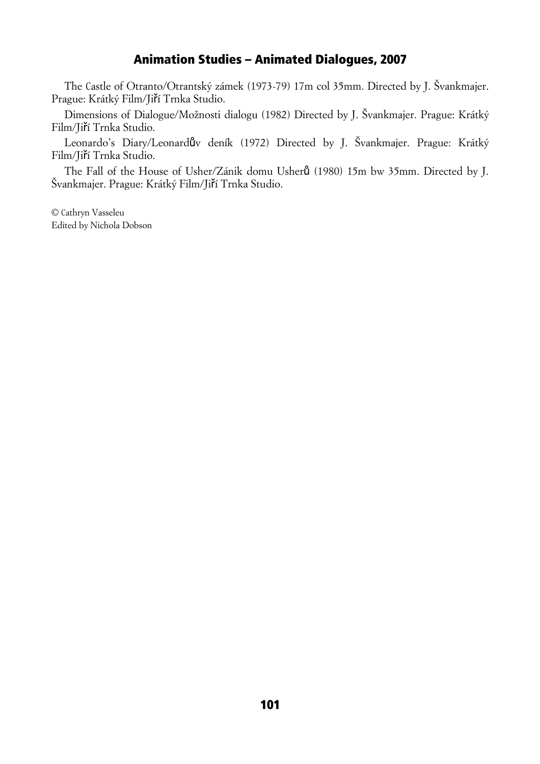The Castle of Otranto/Otrantský zámek (1973-79) 17m col 35mm. Directed by J. Švankmajer. Prague: Krátký Film/Jiří Trnka Studio.

Dimensions of Dialogue/Možnosti dialogu (1982) Directed by J. Švankmajer. Prague: Krátký Film/Jiří Trnka Studio.

Leonardo's Diary/Leonardův deník (1972) Directed by J. Švankmajer. Prague: Krátký Film/Jiří Trnka Studio.

The Fall of the House of Usher/Zánik domu Usherů (1980) 15m bw 35mm. Directed by J. Švankmajer. Prague: Krátký Film/Jiří Trnka Studio.

© Cathryn Vasseleu
Edited by Nichola Dobson